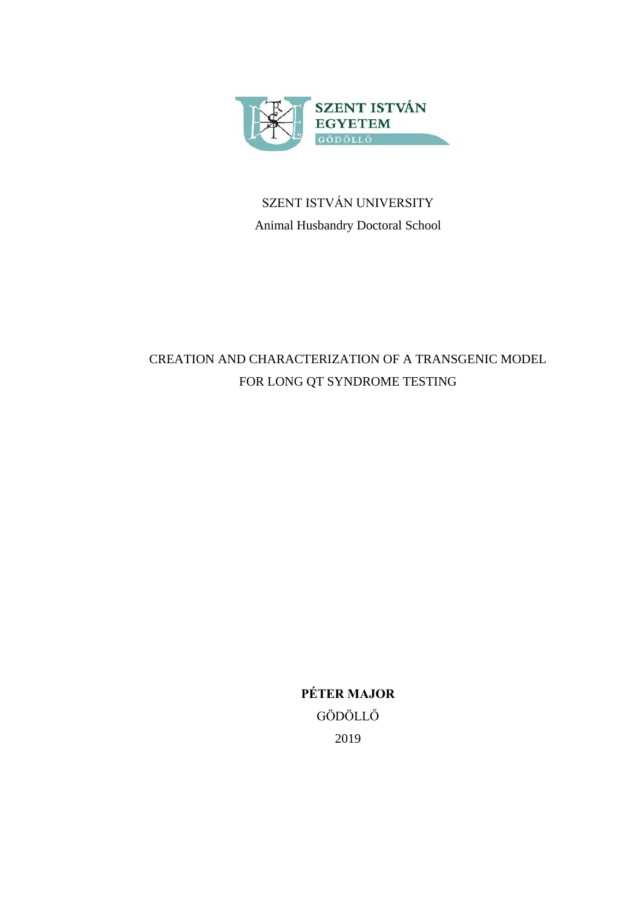SZENT ISTVÁN EGYETEM
GÖDÖLLŐ

SZENT ISTVÁN UNIVERSITY

Animal Husbandry Doctoral School

# CREATION AND CHARACTERIZATION OF A TRANSGENIC MODEL FOR LONG QT SYNDROME TESTING

**PÉTER MAJOR**

GÖDÖLLŐ

2019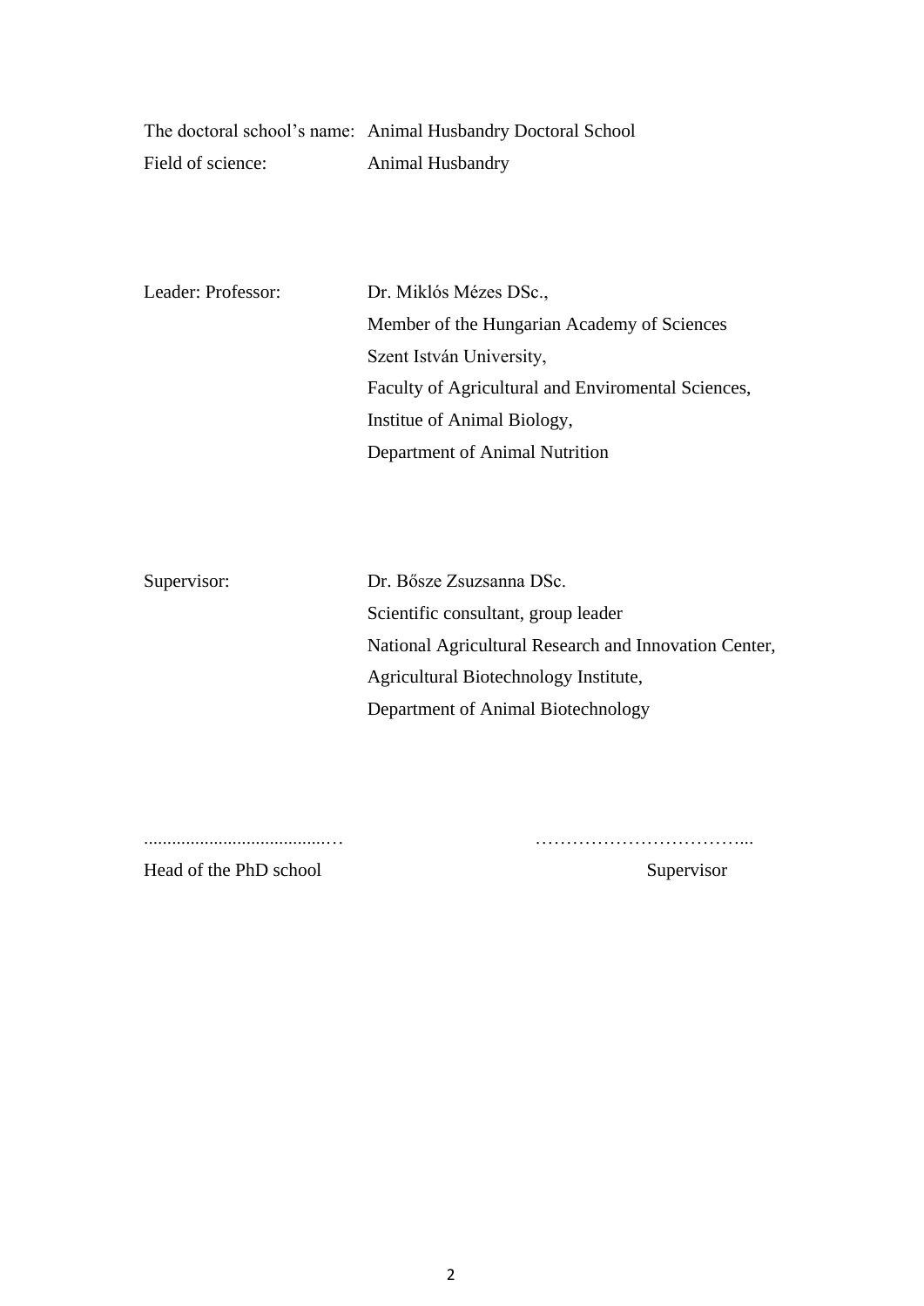The doctoral school's name: Animal Husbandry Doctoral School
Field of science: Animal Husbandry

Leader: Professor: Dr. Miklós Mézes DSc.,
Member of the Hungarian Academy of Sciences
Szent István University,
Faculty of Agricultural and Enviromental Sciences,
Institue of Animal Biology,
Department of Animal Nutrition

Supervisor: Dr. Bősze Zsuzsanna DSc.
Scientific consultant, group leader
National Agricultural Research and Innovation Center,
Agricultural Biotechnology Institute,
Department of Animal Biotechnology

.........................................… ……………………………...

Head of the PhD school Supervisor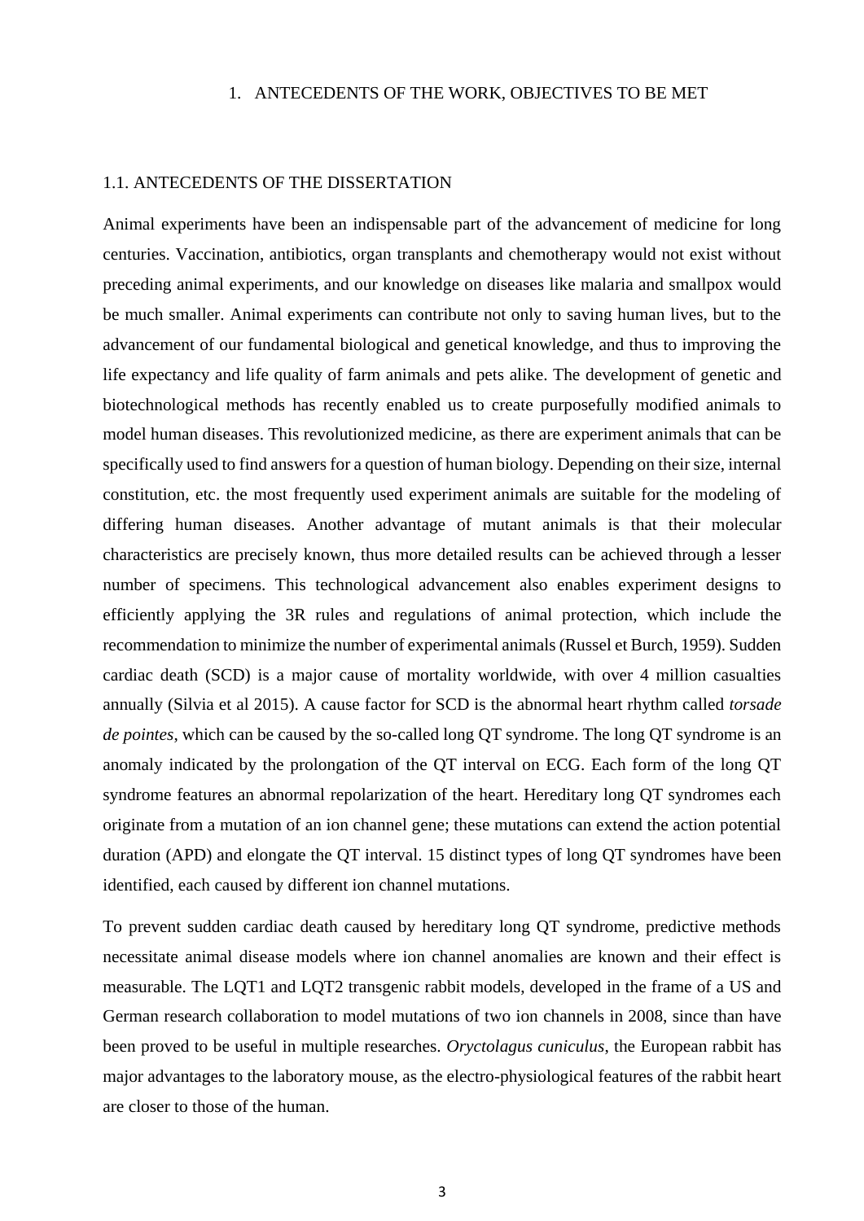# 1. ANTECEDENTS OF THE WORK, OBJECTIVES TO BE MET

## 1.1. ANTECEDENTS OF THE DISSERTATION

Animal experiments have been an indispensable part of the advancement of medicine for long centuries. Vaccination, antibiotics, organ transplants and chemotherapy would not exist without preceding animal experiments, and our knowledge on diseases like malaria and smallpox would be much smaller. Animal experiments can contribute not only to saving human lives, but to the advancement of our fundamental biological and genetical knowledge, and thus to improving the life expectancy and life quality of farm animals and pets alike. The development of genetic and biotechnological methods has recently enabled us to create purposefully modified animals to model human diseases. This revolutionized medicine, as there are experiment animals that can be specifically used to find answers for a question of human biology. Depending on their size, internal constitution, etc. the most frequently used experiment animals are suitable for the modeling of differing human diseases. Another advantage of mutant animals is that their molecular characteristics are precisely known, thus more detailed results can be achieved through a lesser number of specimens. This technological advancement also enables experiment designs to efficiently applying the 3R rules and regulations of animal protection, which include the recommendation to minimize the number of experimental animals (Russel et Burch, 1959). Sudden cardiac death (SCD) is a major cause of mortality worldwide, with over 4 million casualties annually (Silvia et al 2015). A cause factor for SCD is the abnormal heart rhythm called *torsade de pointes*, which can be caused by the so-called long QT syndrome. The long QT syndrome is an anomaly indicated by the prolongation of the QT interval on ECG. Each form of the long QT syndrome features an abnormal repolarization of the heart. Hereditary long QT syndromes each originate from a mutation of an ion channel gene; these mutations can extend the action potential duration (APD) and elongate the QT interval. 15 distinct types of long QT syndromes have been identified, each caused by different ion channel mutations.

To prevent sudden cardiac death caused by hereditary long QT syndrome, predictive methods necessitate animal disease models where ion channel anomalies are known and their effect is measurable. The LQT1 and LQT2 transgenic rabbit models, developed in the frame of a US and German research collaboration to model mutations of two ion channels in 2008, since than have been proved to be useful in multiple researches. *Oryctolagus cuniculus*, the European rabbit has major advantages to the laboratory mouse, as the electro-physiological features of the rabbit heart are closer to those of the human.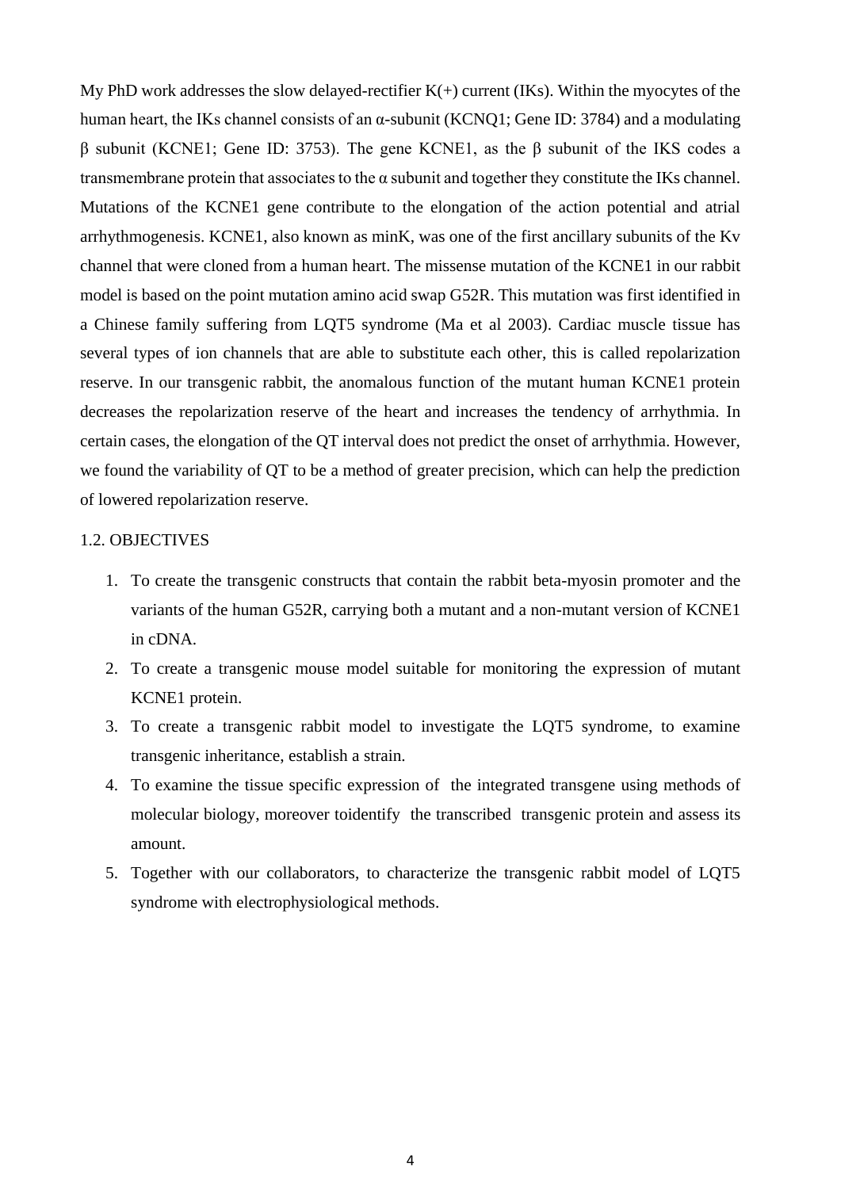My PhD work addresses the slow delayed-rectifier K(+) current (IKs). Within the myocytes of the human heart, the IKs channel consists of an α-subunit (KCNQ1; Gene ID: 3784) and a modulating β subunit (KCNE1; Gene ID: 3753). The gene KCNE1, as the β subunit of the IKS codes a transmembrane protein that associates to the α subunit and together they constitute the IKs channel. Mutations of the KCNE1 gene contribute to the elongation of the action potential and atrial arrhythmogenesis. KCNE1, also known as minK, was one of the first ancillary subunits of the Kv channel that were cloned from a human heart. The missense mutation of the KCNE1 in our rabbit model is based on the point mutation amino acid swap G52R. This mutation was first identified in a Chinese family suffering from LQT5 syndrome (Ma et al 2003). Cardiac muscle tissue has several types of ion channels that are able to substitute each other, this is called repolarization reserve. In our transgenic rabbit, the anomalous function of the mutant human KCNE1 protein decreases the repolarization reserve of the heart and increases the tendency of arrhythmia. In certain cases, the elongation of the QT interval does not predict the onset of arrhythmia. However, we found the variability of QT to be a method of greater precision, which can help the prediction of lowered repolarization reserve.

## 1.2. OBJECTIVES

1. To create the transgenic constructs that contain the rabbit beta-myosin promoter and the variants of the human G52R, carrying both a mutant and a non-mutant version of KCNE1 in cDNA.
2. To create a transgenic mouse model suitable for monitoring the expression of mutant KCNE1 protein.
3. To create a transgenic rabbit model to investigate the LQT5 syndrome, to examine transgenic inheritance, establish a strain.
4. To examine the tissue specific expression of the integrated transgene using methods of molecular biology, moreover toidentify the transcribed transgenic protein and assess its amount.
5. Together with our collaborators, to characterize the transgenic rabbit model of LQT5 syndrome with electrophysiological methods.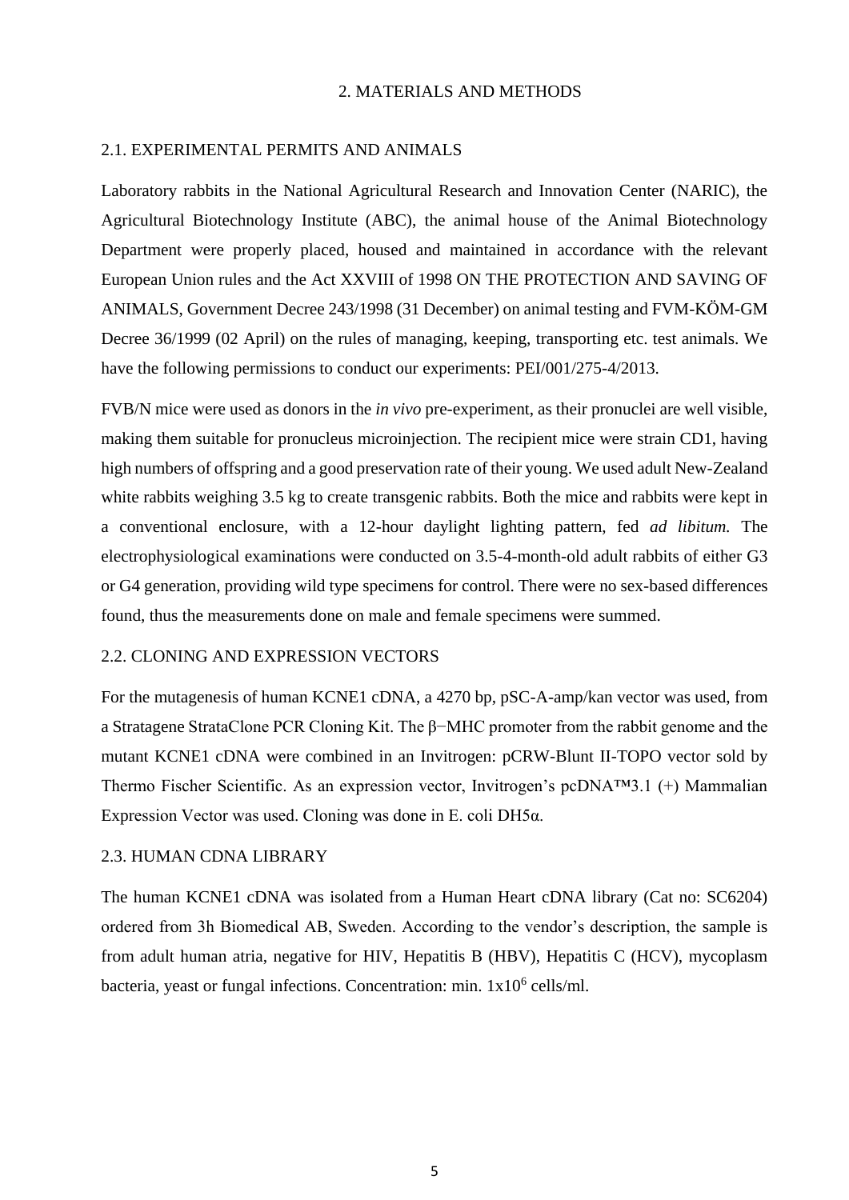# 2. MATERIALS AND METHODS

## 2.1. EXPERIMENTAL PERMITS AND ANIMALS

Laboratory rabbits in the National Agricultural Research and Innovation Center (NARIC), the Agricultural Biotechnology Institute (ABC), the animal house of the Animal Biotechnology Department were properly placed, housed and maintained in accordance with the relevant European Union rules and the Act XXVIII of 1998 ON THE PROTECTION AND SAVING OF ANIMALS, Government Decree 243/1998 (31 December) on animal testing and FVM-KÖM-GM Decree 36/1999 (02 April) on the rules of managing, keeping, transporting etc. test animals. We have the following permissions to conduct our experiments: PEI/001/275-4/2013.

FVB/N mice were used as donors in the *in vivo* pre-experiment, as their pronuclei are well visible, making them suitable for pronucleus microinjection. The recipient mice were strain CD1, having high numbers of offspring and a good preservation rate of their young. We used adult New-Zealand white rabbits weighing 3.5 kg to create transgenic rabbits. Both the mice and rabbits were kept in a conventional enclosure, with a 12-hour daylight lighting pattern, fed *ad libitum.* The electrophysiological examinations were conducted on 3.5-4-month-old adult rabbits of either G3 or G4 generation, providing wild type specimens for control. There were no sex-based differences found, thus the measurements done on male and female specimens were summed.

## 2.2. CLONING AND EXPRESSION VECTORS

For the mutagenesis of human KCNE1 cDNA, a 4270 bp, pSC-A-amp/kan vector was used, from a Stratagene StrataClone PCR Cloning Kit. The β−MHC promoter from the rabbit genome and the mutant KCNE1 cDNA were combined in an Invitrogen: pCRW-Blunt II-TOPO vector sold by Thermo Fischer Scientific. As an expression vector, Invitrogen's pcDNA™3.1 (+) Mammalian Expression Vector was used. Cloning was done in E. coli DH5α.

## 2.3. HUMAN CDNA LIBRARY

The human KCNE1 cDNA was isolated from a Human Heart cDNA library (Cat no: SC6204) ordered from 3h Biomedical AB, Sweden. According to the vendor's description, the sample is from adult human atria, negative for HIV, Hepatitis B (HBV), Hepatitis C (HCV), mycoplasm bacteria, yeast or fungal infections. Concentration: min. $1x10^6$ cells/ml.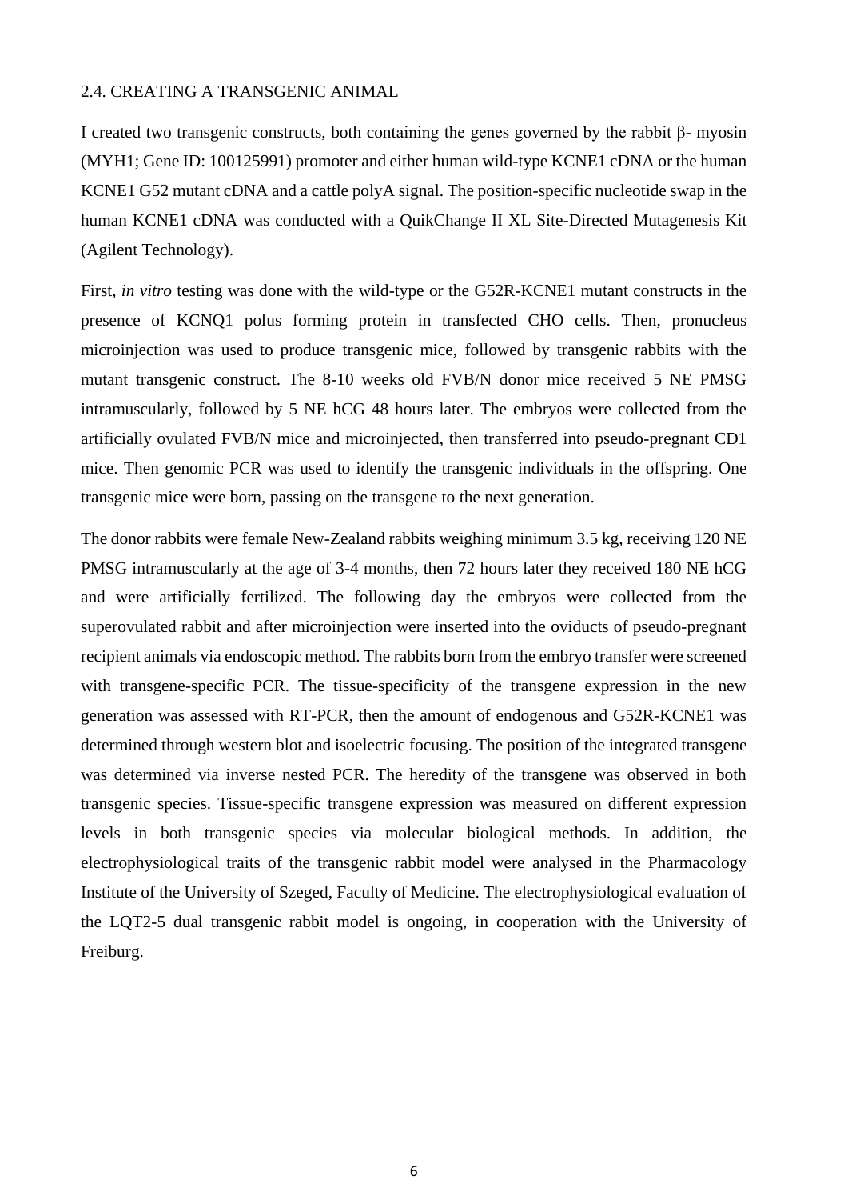## 2.4. CREATING A TRANSGENIC ANIMAL

I created two transgenic constructs, both containing the genes governed by the rabbit β- myosin (MYH1; Gene ID: 100125991) promoter and either human wild-type KCNE1 cDNA or the human KCNE1 G52 mutant cDNA and a cattle polyA signal. The position-specific nucleotide swap in the human KCNE1 cDNA was conducted with a QuikChange II XL Site-Directed Mutagenesis Kit (Agilent Technology).

First, *in vitro* testing was done with the wild-type or the G52R-KCNE1 mutant constructs in the presence of KCNQ1 polus forming protein in transfected CHO cells. Then, pronucleus microinjection was used to produce transgenic mice, followed by transgenic rabbits with the mutant transgenic construct. The 8-10 weeks old FVB/N donor mice received 5 NE PMSG intramuscularly, followed by 5 NE hCG 48 hours later. The embryos were collected from the artificially ovulated FVB/N mice and microinjected, then transferred into pseudo-pregnant CD1 mice. Then genomic PCR was used to identify the transgenic individuals in the offspring. One transgenic mice were born, passing on the transgene to the next generation.

The donor rabbits were female New-Zealand rabbits weighing minimum 3.5 kg, receiving 120 NE PMSG intramuscularly at the age of 3-4 months, then 72 hours later they received 180 NE hCG and were artificially fertilized. The following day the embryos were collected from the superovulated rabbit and after microinjection were inserted into the oviducts of pseudo-pregnant recipient animals via endoscopic method. The rabbits born from the embryo transfer were screened with transgene-specific PCR. The tissue-specificity of the transgene expression in the new generation was assessed with RT-PCR, then the amount of endogenous and G52R-KCNE1 was determined through western blot and isoelectric focusing. The position of the integrated transgene was determined via inverse nested PCR. The heredity of the transgene was observed in both transgenic species. Tissue-specific transgene expression was measured on different expression levels in both transgenic species via molecular biological methods. In addition, the electrophysiological traits of the transgenic rabbit model were analysed in the Pharmacology Institute of the University of Szeged, Faculty of Medicine. The electrophysiological evaluation of the LQT2-5 dual transgenic rabbit model is ongoing, in cooperation with the University of Freiburg.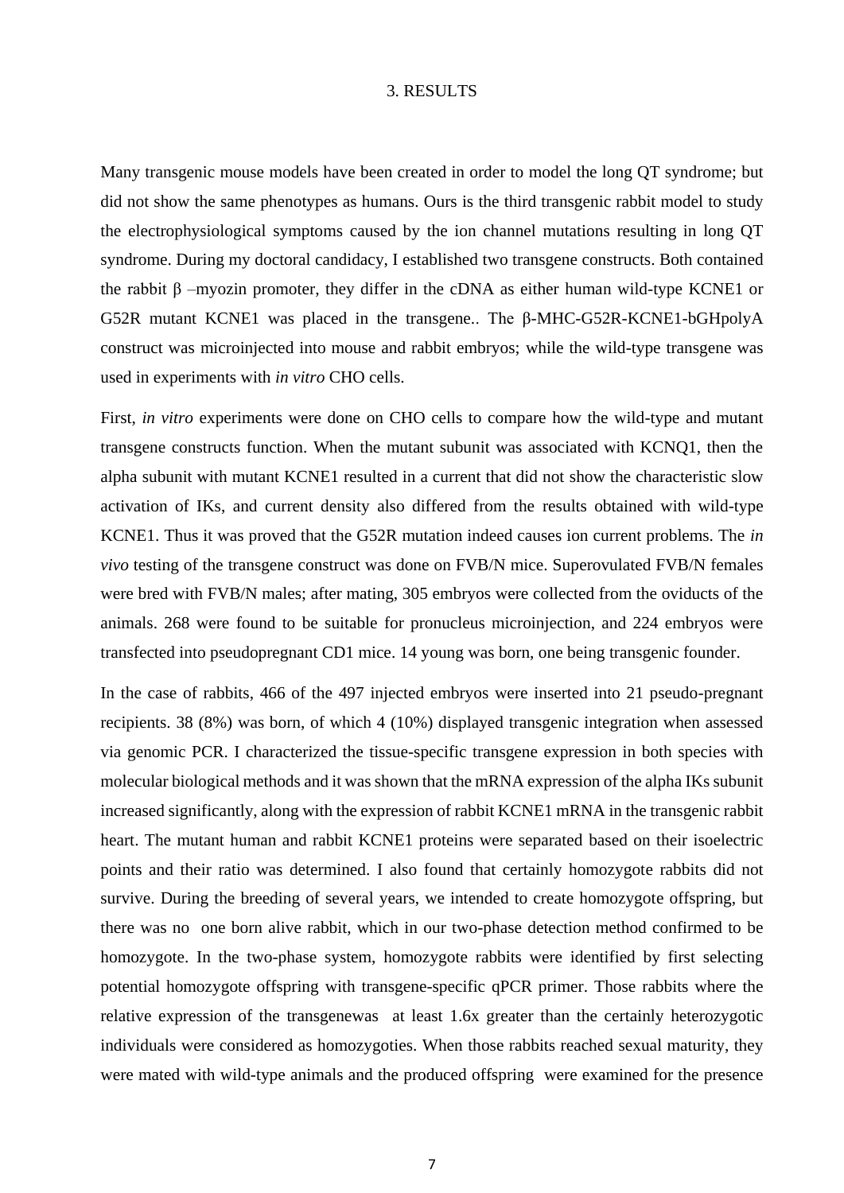# 3. RESULTS

Many transgenic mouse models have been created in order to model the long QT syndrome; but did not show the same phenotypes as humans. Ours is the third transgenic rabbit model to study the electrophysiological symptoms caused by the ion channel mutations resulting in long QT syndrome. During my doctoral candidacy, I established two transgene constructs. Both contained the rabbit β –myozin promoter, they differ in the cDNA as either human wild-type KCNE1 or G52R mutant KCNE1 was placed in the transgene.. The β-MHC-G52R-KCNE1-bGHpolyA construct was microinjected into mouse and rabbit embryos; while the wild-type transgene was used in experiments with *in vitro* CHO cells.

First, *in vitro* experiments were done on CHO cells to compare how the wild-type and mutant transgene constructs function. When the mutant subunit was associated with KCNQ1, then the alpha subunit with mutant KCNE1 resulted in a current that did not show the characteristic slow activation of IKs, and current density also differed from the results obtained with wild-type KCNE1. Thus it was proved that the G52R mutation indeed causes ion current problems. The *in vivo* testing of the transgene construct was done on FVB/N mice. Superovulated FVB/N females were bred with FVB/N males; after mating, 305 embryos were collected from the oviducts of the animals. 268 were found to be suitable for pronucleus microinjection, and 224 embryos were transfected into pseudopregnant CD1 mice. 14 young was born, one being transgenic founder.

In the case of rabbits, 466 of the 497 injected embryos were inserted into 21 pseudo-pregnant recipients. 38 (8%) was born, of which 4 (10%) displayed transgenic integration when assessed via genomic PCR. I characterized the tissue-specific transgene expression in both species with molecular biological methods and it was shown that the mRNA expression of the alpha IKs subunit increased significantly, along with the expression of rabbit KCNE1 mRNA in the transgenic rabbit heart. The mutant human and rabbit KCNE1 proteins were separated based on their isoelectric points and their ratio was determined. I also found that certainly homozygote rabbits did not survive. During the breeding of several years, we intended to create homozygote offspring, but there was no one born alive rabbit, which in our two-phase detection method confirmed to be homozygote. In the two-phase system, homozygote rabbits were identified by first selecting potential homozygote offspring with transgene-specific qPCR primer. Those rabbits where the relative expression of the transgenewas at least 1.6x greater than the certainly heterozygotic individuals were considered as homozygoties. When those rabbits reached sexual maturity, they were mated with wild-type animals and the produced offspring were examined for the presence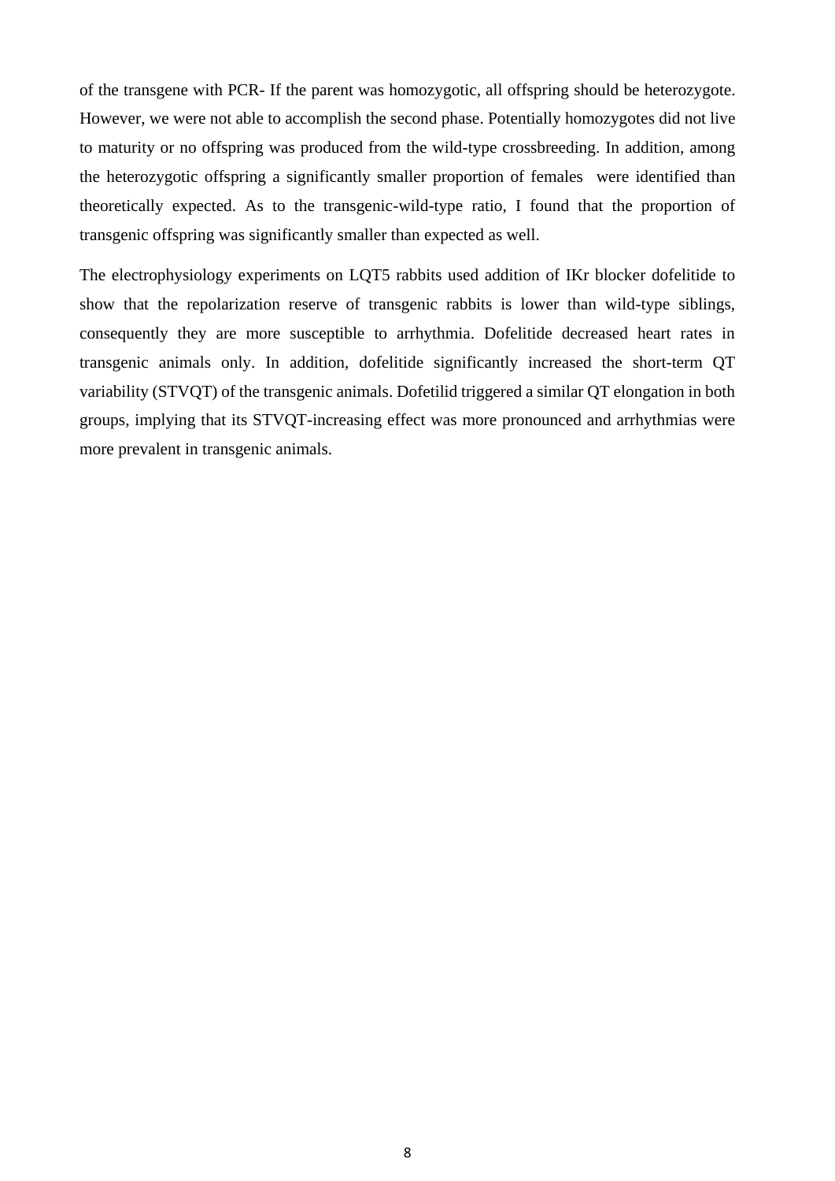of the transgene with PCR- If the parent was homozygotic, all offspring should be heterozygote. However, we were not able to accomplish the second phase. Potentially homozygotes did not live to maturity or no offspring was produced from the wild-type crossbreeding. In addition, among the heterozygotic offspring a significantly smaller proportion of females were identified than theoretically expected. As to the transgenic-wild-type ratio, I found that the proportion of transgenic offspring was significantly smaller than expected as well.

The electrophysiology experiments on LQT5 rabbits used addition of IKr blocker dofelitide to show that the repolarization reserve of transgenic rabbits is lower than wild-type siblings, consequently they are more susceptible to arrhythmia. Dofelitide decreased heart rates in transgenic animals only. In addition, dofelitide significantly increased the short-term QT variability (STVQT) of the transgenic animals. Dofetilid triggered a similar QT elongation in both groups, implying that its STVQT-increasing effect was more pronounced and arrhythmias were more prevalent in transgenic animals.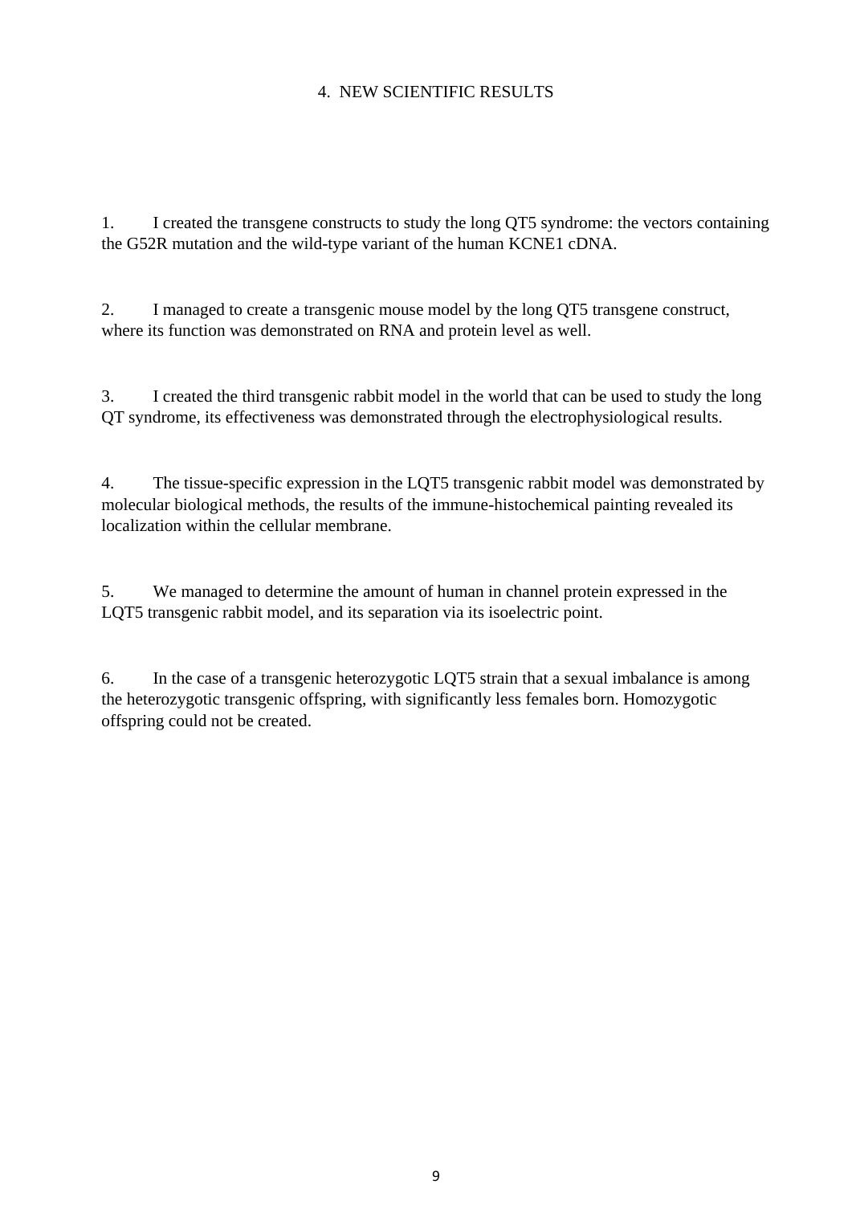# 4. NEW SCIENTIFIC RESULTS

1. I created the transgene constructs to study the long QT5 syndrome: the vectors containing the G52R mutation and the wild-type variant of the human KCNE1 cDNA.

2. I managed to create a transgenic mouse model by the long QT5 transgene construct, where its function was demonstrated on RNA and protein level as well.

3. I created the third transgenic rabbit model in the world that can be used to study the long QT syndrome, its effectiveness was demonstrated through the electrophysiological results.

4. The tissue-specific expression in the LQT5 transgenic rabbit model was demonstrated by molecular biological methods, the results of the immune-histochemical painting revealed its localization within the cellular membrane.

5. We managed to determine the amount of human in channel protein expressed in the LQT5 transgenic rabbit model, and its separation via its isoelectric point.

6. In the case of a transgenic heterozygotic LQT5 strain that a sexual imbalance is among the heterozygotic transgenic offspring, with significantly less females born. Homozygotic offspring could not be created.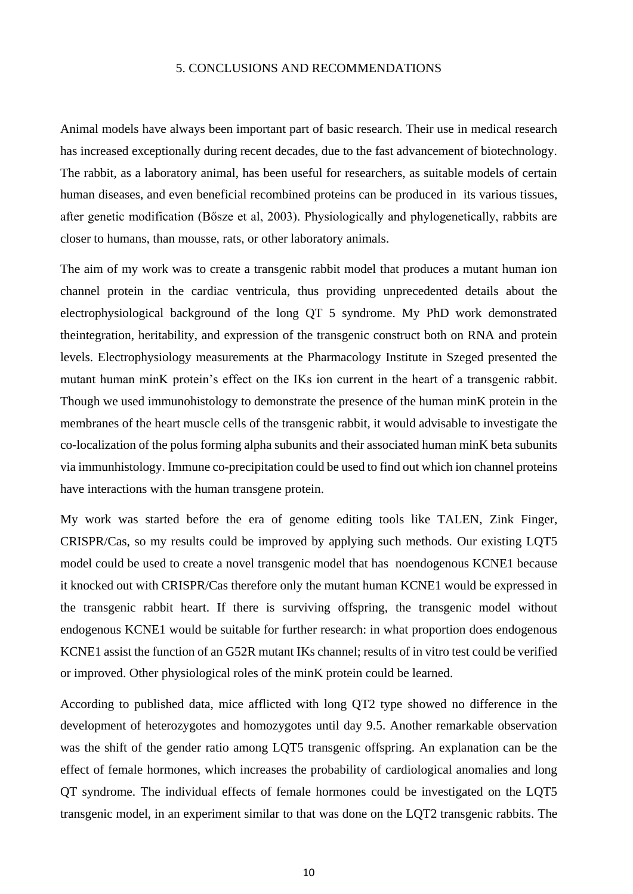# 5. CONCLUSIONS AND RECOMMENDATIONS

Animal models have always been important part of basic research. Their use in medical research has increased exceptionally during recent decades, due to the fast advancement of biotechnology. The rabbit, as a laboratory animal, has been useful for researchers, as suitable models of certain human diseases, and even beneficial recombined proteins can be produced in its various tissues, after genetic modification (Bősze et al, 2003). Physiologically and phylogenetically, rabbits are closer to humans, than mousse, rats, or other laboratory animals.

The aim of my work was to create a transgenic rabbit model that produces a mutant human ion channel protein in the cardiac ventricula, thus providing unprecedented details about the electrophysiological background of the long QT 5 syndrome. My PhD work demonstrated theintegration, heritability, and expression of the transgenic construct both on RNA and protein levels. Electrophysiology measurements at the Pharmacology Institute in Szeged presented the mutant human minK protein's effect on the IKs ion current in the heart of a transgenic rabbit. Though we used immunohistology to demonstrate the presence of the human minK protein in the membranes of the heart muscle cells of the transgenic rabbit, it would advisable to investigate the co-localization of the polus forming alpha subunits and their associated human minK beta subunits via immunhistology. Immune co-precipitation could be used to find out which ion channel proteins have interactions with the human transgene protein.

My work was started before the era of genome editing tools like TALEN, Zink Finger, CRISPR/Cas, so my results could be improved by applying such methods. Our existing LQT5 model could be used to create a novel transgenic model that has noendogenous KCNE1 because it knocked out with CRISPR/Cas therefore only the mutant human KCNE1 would be expressed in the transgenic rabbit heart. If there is surviving offspring, the transgenic model without endogenous KCNE1 would be suitable for further research: in what proportion does endogenous KCNE1 assist the function of an G52R mutant IKs channel; results of in vitro test could be verified or improved. Other physiological roles of the minK protein could be learned.

According to published data, mice afflicted with long QT2 type showed no difference in the development of heterozygotes and homozygotes until day 9.5. Another remarkable observation was the shift of the gender ratio among LQT5 transgenic offspring. An explanation can be the effect of female hormones, which increases the probability of cardiological anomalies and long QT syndrome. The individual effects of female hormones could be investigated on the LQT5 transgenic model, in an experiment similar to that was done on the LQT2 transgenic rabbits. The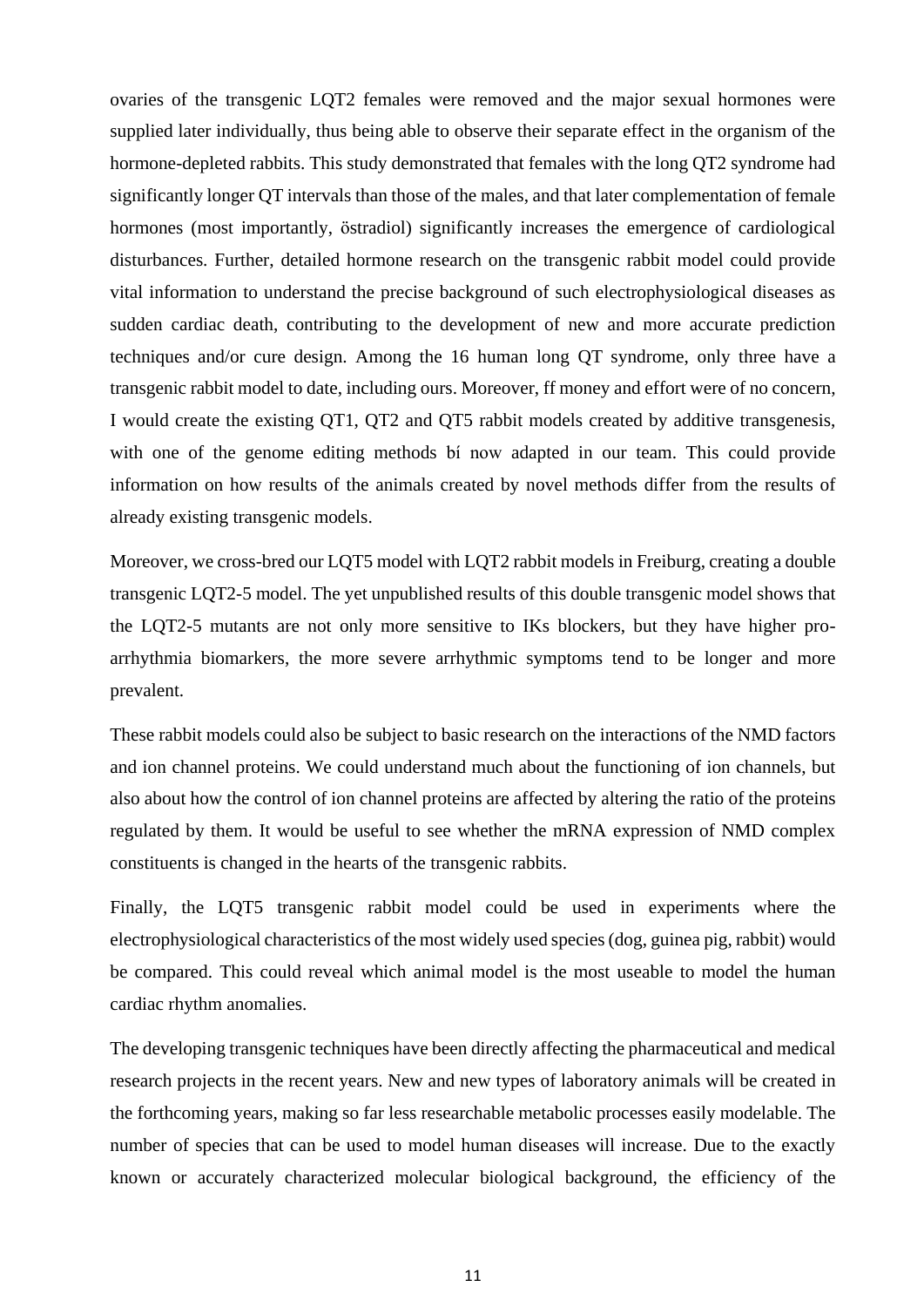ovaries of the transgenic LQT2 females were removed and the major sexual hormones were supplied later individually, thus being able to observe their separate effect in the organism of the hormone-depleted rabbits. This study demonstrated that females with the long QT2 syndrome had significantly longer QT intervals than those of the males, and that later complementation of female hormones (most importantly, östradiol) significantly increases the emergence of cardiological disturbances. Further, detailed hormone research on the transgenic rabbit model could provide vital information to understand the precise background of such electrophysiological diseases as sudden cardiac death, contributing to the development of new and more accurate prediction techniques and/or cure design. Among the 16 human long QT syndrome, only three have a transgenic rabbit model to date, including ours. Moreover, ff money and effort were of no concern, I would create the existing QT1, QT2 and QT5 rabbit models created by additive transgenesis, with one of the genome editing methods bí now adapted in our team. This could provide information on how results of the animals created by novel methods differ from the results of already existing transgenic models.

Moreover, we cross-bred our LQT5 model with LQT2 rabbit models in Freiburg, creating a double transgenic LQT2-5 model. The yet unpublished results of this double transgenic model shows that the LQT2-5 mutants are not only more sensitive to IKs blockers, but they have higher pro-arrhythmia biomarkers, the more severe arrhythmic symptoms tend to be longer and more prevalent.

These rabbit models could also be subject to basic research on the interactions of the NMD factors and ion channel proteins. We could understand much about the functioning of ion channels, but also about how the control of ion channel proteins are affected by altering the ratio of the proteins regulated by them. It would be useful to see whether the mRNA expression of NMD complex constituents is changed in the hearts of the transgenic rabbits.

Finally, the LQT5 transgenic rabbit model could be used in experiments where the electrophysiological characteristics of the most widely used species (dog, guinea pig, rabbit) would be compared. This could reveal which animal model is the most useable to model the human cardiac rhythm anomalies.

The developing transgenic techniques have been directly affecting the pharmaceutical and medical research projects in the recent years. New and new types of laboratory animals will be created in the forthcoming years, making so far less researchable metabolic processes easily modelable. The number of species that can be used to model human diseases will increase. Due to the exactly known or accurately characterized molecular biological background, the efficiency of the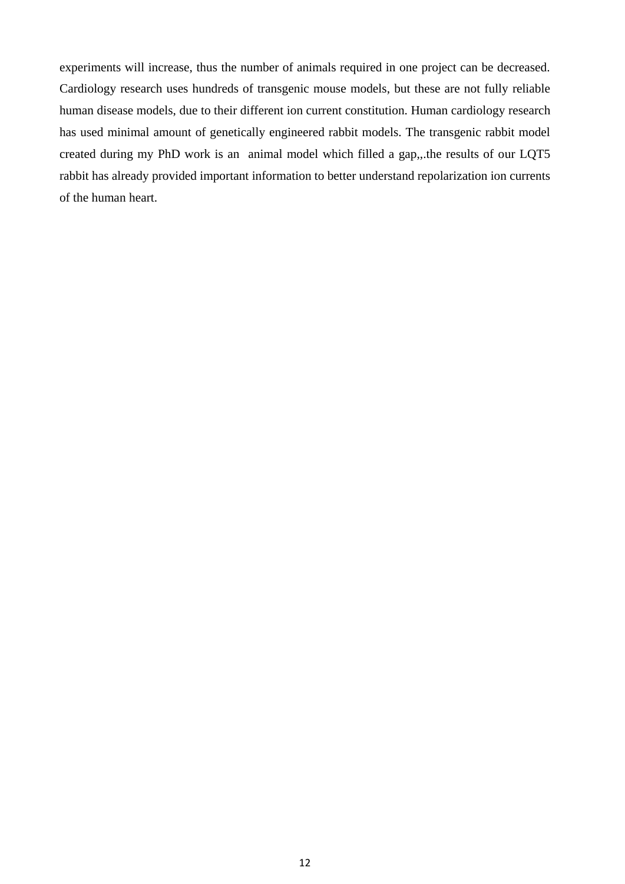experiments will increase, thus the number of animals required in one project can be decreased. Cardiology research uses hundreds of transgenic mouse models, but these are not fully reliable human disease models, due to their different ion current constitution. Human cardiology research has used minimal amount of genetically engineered rabbit models. The transgenic rabbit model created during my PhD work is an  animal model which filled a gap,,.the results of our LQT5 rabbit has already provided important information to better understand repolarization ion currents of the human heart.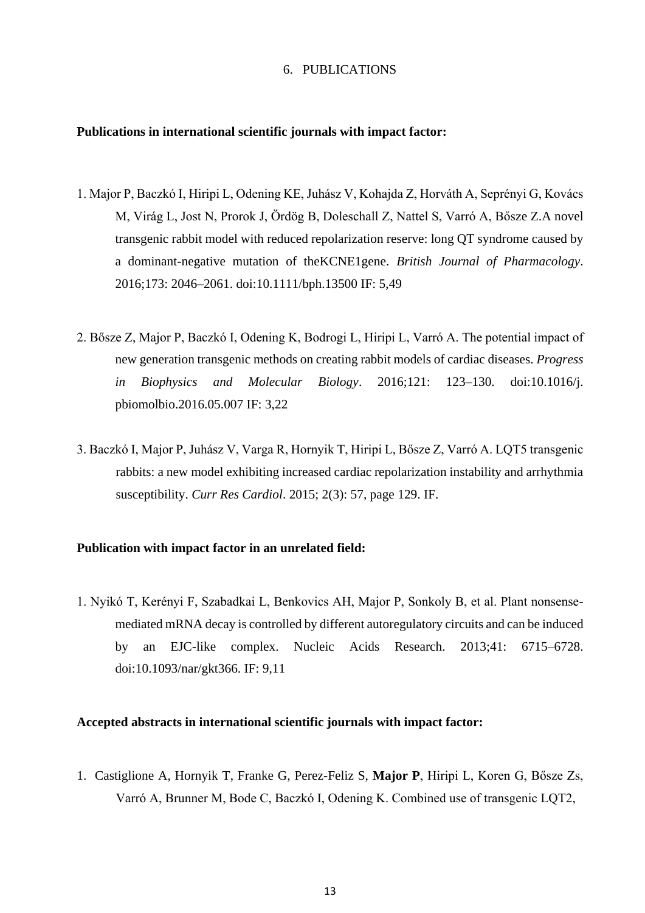# 6. PUBLICATIONS

**Publications in international scientific journals with impact factor:**

1. Major P, Baczkó I, Hiripi L, Odening KE, Juhász V, Kohajda Z, Horváth A, Seprényi G, Kovács M, Virág L, Jost N, Prorok J, Ördög B, Doleschall Z, Nattel S, Varró A, Bősze Z.A novel transgenic rabbit model with reduced repolarization reserve: long QT syndrome caused by a dominant-negative mutation of theKCNE1gene. *British Journal of Pharmacology*. 2016;173: 2046–2061. doi:10.1111/bph.13500 IF: 5,49

2. Bősze Z, Major P, Baczkó I, Odening K, Bodrogi L, Hiripi L, Varró A. The potential impact of new generation transgenic methods on creating rabbit models of cardiac diseases. *Progress in Biophysics and Molecular Biology*. 2016;121: 123–130. doi:10.1016/j. pbiomolbio.2016.05.007 IF: 3,22

3. Baczkó I, Major P, Juhász V, Varga R, Hornyik T, Hiripi L, Bősze Z, Varró A. LQT5 transgenic rabbits: a new model exhibiting increased cardiac repolarization instability and arrhythmia susceptibility. *Curr Res Cardiol*. 2015; 2(3): 57, page 129. IF.

**Publication with impact factor in an unrelated field:**

1. Nyikó T, Kerényi F, Szabadkai L, Benkovics AH, Major P, Sonkoly B, et al. Plant nonsense-mediated mRNA decay is controlled by different autoregulatory circuits and can be induced by an EJC-like complex. Nucleic Acids Research. 2013;41: 6715–6728. doi:10.1093/nar/gkt366. IF: 9,11

**Accepted abstracts in international scientific journals with impact factor:**

1. Castiglione A, Hornyik T, Franke G, Perez-Feliz S, **Major P**, Hiripi L, Koren G, Bősze Zs, Varró A, Brunner M, Bode C, Baczkó I, Odening K. Combined use of transgenic LQT2,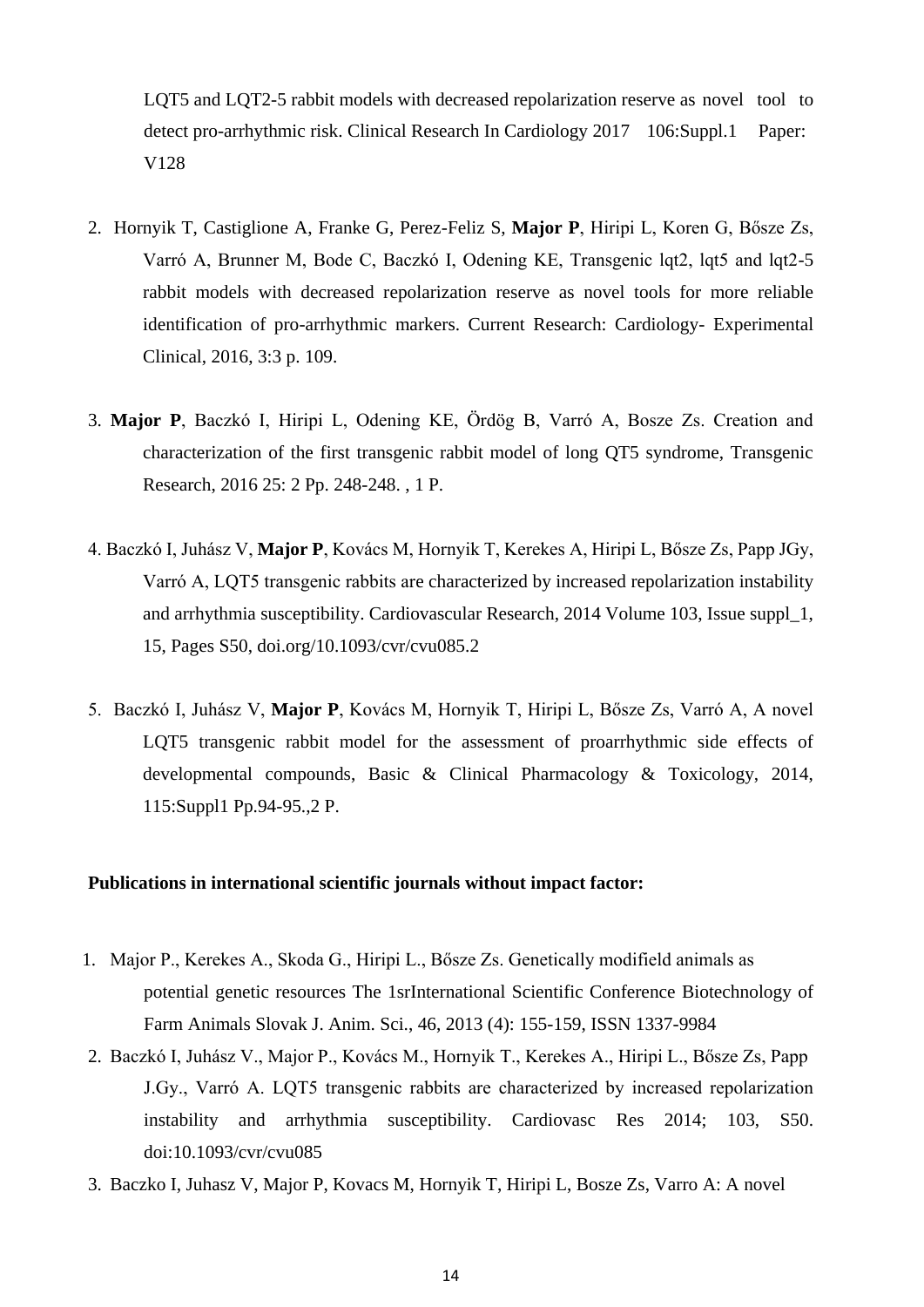LQT5 and LQT2-5 rabbit models with decreased repolarization reserve as novel tool to detect pro-arrhythmic risk. Clinical Research In Cardiology 2017 106:Suppl.1 Paper: V128

2. Hornyik T, Castiglione A, Franke G, Perez-Feliz S, **Major P**, Hiripi L, Koren G, Bősze Zs, Varró A, Brunner M, Bode C, Baczkó I, Odening KE, Transgenic lqt2, lqt5 and lqt2-5 rabbit models with decreased repolarization reserve as novel tools for more reliable identification of pro-arrhythmic markers. Current Research: Cardiology- Experimental Clinical, 2016, 3:3 p. 109.

3. **Major P**, Baczkó I, Hiripi L, Odening KE, Ördög B, Varró A, Bosze Zs. Creation and characterization of the first transgenic rabbit model of long QT5 syndrome, Transgenic Research, 2016 25: 2 Pp. 248-248. , 1 P.

4. Baczkó I, Juhász V, **Major P**, Kovács M, Hornyik T, Kerekes A, Hiripi L, Bősze Zs, Papp JGy, Varró A, LQT5 transgenic rabbits are characterized by increased repolarization instability and arrhythmia susceptibility. Cardiovascular Research, 2014 Volume 103, Issue suppl_1, 15, Pages S50, doi.org/10.1093/cvr/cvu085.2

5. Baczkó I, Juhász V, **Major P**, Kovács M, Hornyik T, Hiripi L, Bősze Zs, Varró A, A novel LQT5 transgenic rabbit model for the assessment of proarrhythmic side effects of developmental compounds, Basic & Clinical Pharmacology & Toxicology, 2014, 115:Suppl1 Pp.94-95.,2 P.

**Publications in international scientific journals without impact factor:**

1. Major P., Kerekes A., Skoda G., Hiripi L., Bősze Zs. Genetically modifield animals as potential genetic resources The 1srInternational Scientific Conference Biotechnology of Farm Animals Slovak J. Anim. Sci., 46, 2013 (4): 155-159, ISSN 1337-9984
2. Baczkó I, Juhász V., Major P., Kovács M., Hornyik T., Kerekes A., Hiripi L., Bősze Zs, Papp J.Gy., Varró A. LQT5 transgenic rabbits are characterized by increased repolarization instability and arrhythmia susceptibility. Cardiovasc Res 2014; 103, S50. doi:10.1093/cvr/cvu085
3. Baczko I, Juhasz V, Major P, Kovacs M, Hornyik T, Hiripi L, Bosze Zs, Varro A: A novel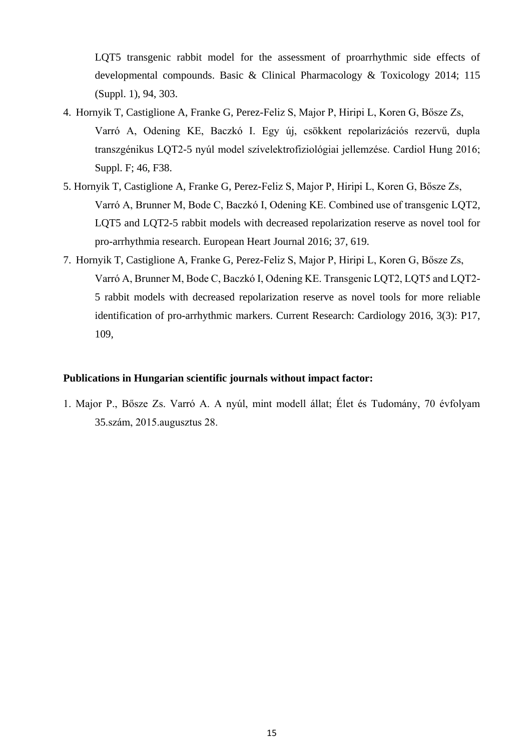LQT5 transgenic rabbit model for the assessment of proarrhythmic side effects of developmental compounds. Basic & Clinical Pharmacology & Toxicology 2014; 115 (Suppl. 1), 94, 303.

4. Hornyik T, Castiglione A, Franke G, Perez-Feliz S, Major P, Hiripi L, Koren G, Bősze Zs, Varró A, Odening KE, Baczkó I. Egy új, csökkent repolarizációs rezervű, dupla transzgénikus LQT2-5 nyúl model szívelektrofiziológiai jellemzése. Cardiol Hung 2016; Suppl. F; 46, F38.

5. Hornyik T, Castiglione A, Franke G, Perez-Feliz S, Major P, Hiripi L, Koren G, Bősze Zs, Varró A, Brunner M, Bode C, Baczkó I, Odening KE. Combined use of transgenic LQT2, LQT5 and LQT2-5 rabbit models with decreased repolarization reserve as novel tool for pro-arrhythmia research. European Heart Journal 2016; 37, 619.

7. Hornyik T, Castiglione A, Franke G, Perez-Feliz S, Major P, Hiripi L, Koren G, Bősze Zs, Varró A, Brunner M, Bode C, Baczkó I, Odening KE. Transgenic LQT2, LQT5 and LQT2-5 rabbit models with decreased repolarization reserve as novel tools for more reliable identification of pro-arrhythmic markers. Current Research: Cardiology 2016, 3(3): P17, 109,

**Publications in Hungarian scientific journals without impact factor:**

1. Major P., Bősze Zs. Varró A. A nyúl, mint modell állat; Élet és Tudomány, 70 évfolyam 35.szám, 2015.augusztus 28.